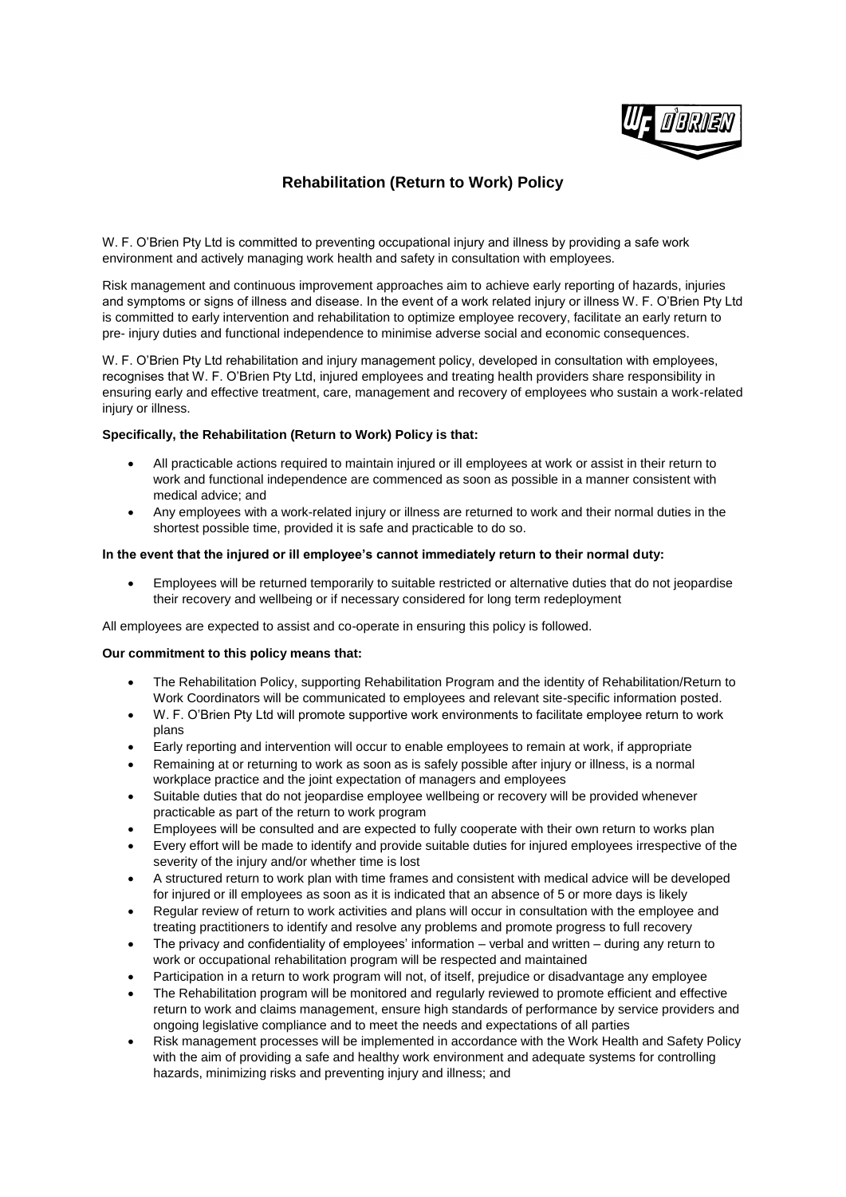# Rehabilitation (Return to Work) Policy

W. F. O'Brien Pty Ltd is committed to preventing occupational injury and illness by providing a safe work environment and actively managing work health and safety in consultation with employees.

Risk management and continuous improvement approaches aim to achieve early reporting of hazards, injuries and symptoms or signs of illness and disease. In the event of a work related injury or illness W. F. O'Brien Pty Ltd is committed to early intervention and rehabilitation to optimize employee recovery, facilitate an early return to pre- injury duties and functional independence to minimise adverse social and economic consequences.

W. F. O'Brien Pty Ltd rehabilitation and injury management policy, developed in consultation with employees, recognises that W. F. O'Brien Pty Ltd, injured employees and treating health providers share responsibility in ensuring early and effective treatment, care, management and recovery of employees who sustain a work-related injury or illness.

**Specifically, the Rehabilitation (Return to Work) Policy is that:**

- All practicable actions required to maintain injured or ill employees at work or assist in their return to work and functional independence are commenced as soon as possible in a manner consistent with medical advice; and
- Any employees with a work-related injury or illness are returned to work and their normal duties in the shortest possible time, provided it is safe and practicable to do so.

**In the event that the injured or ill employee's cannot immediately return to their normal duty:**

- Employees will be returned temporarily to suitable restricted or alternative duties that do not jeopardise their recovery and wellbeing or if necessary considered for long term redeployment

All employees are expected to assist and co-operate in ensuring this policy is followed.

**Our commitment to this policy means that:**

- The Rehabilitation Policy, supporting Rehabilitation Program and the identity of Rehabilitation/Return to Work Coordinators will be communicated to employees and relevant site-specific information posted.
- W. F. O'Brien Pty Ltd will promote supportive work environments to facilitate employee return to work plans
- Early reporting and intervention will occur to enable employees to remain at work, if appropriate
- Remaining at or returning to work as soon as is safely possible after injury or illness, is a normal workplace practice and the joint expectation of managers and employees
- Suitable duties that do not jeopardise employee wellbeing or recovery will be provided whenever practicable as part of the return to work program
- Employees will be consulted and are expected to fully cooperate with their own return to works plan
- Every effort will be made to identify and provide suitable duties for injured employees irrespective of the severity of the injury and/or whether time is lost
- A structured return to work plan with time frames and consistent with medical advice will be developed for injured or ill employees as soon as it is indicated that an absence of 5 or more days is likely
- Regular review of return to work activities and plans will occur in consultation with the employee and treating practitioners to identify and resolve any problems and promote progress to full recovery
- The privacy and confidentiality of employees' information – verbal and written – during any return to work or occupational rehabilitation program will be respected and maintained
- Participation in a return to work program will not, of itself, prejudice or disadvantage any employee
- The Rehabilitation program will be monitored and regularly reviewed to promote efficient and effective return to work and claims management, ensure high standards of performance by service providers and ongoing legislative compliance and to meet the needs and expectations of all parties
- Risk management processes will be implemented in accordance with the Work Health and Safety Policy with the aim of providing a safe and healthy work environment and adequate systems for controlling hazards, minimizing risks and preventing injury and illness; and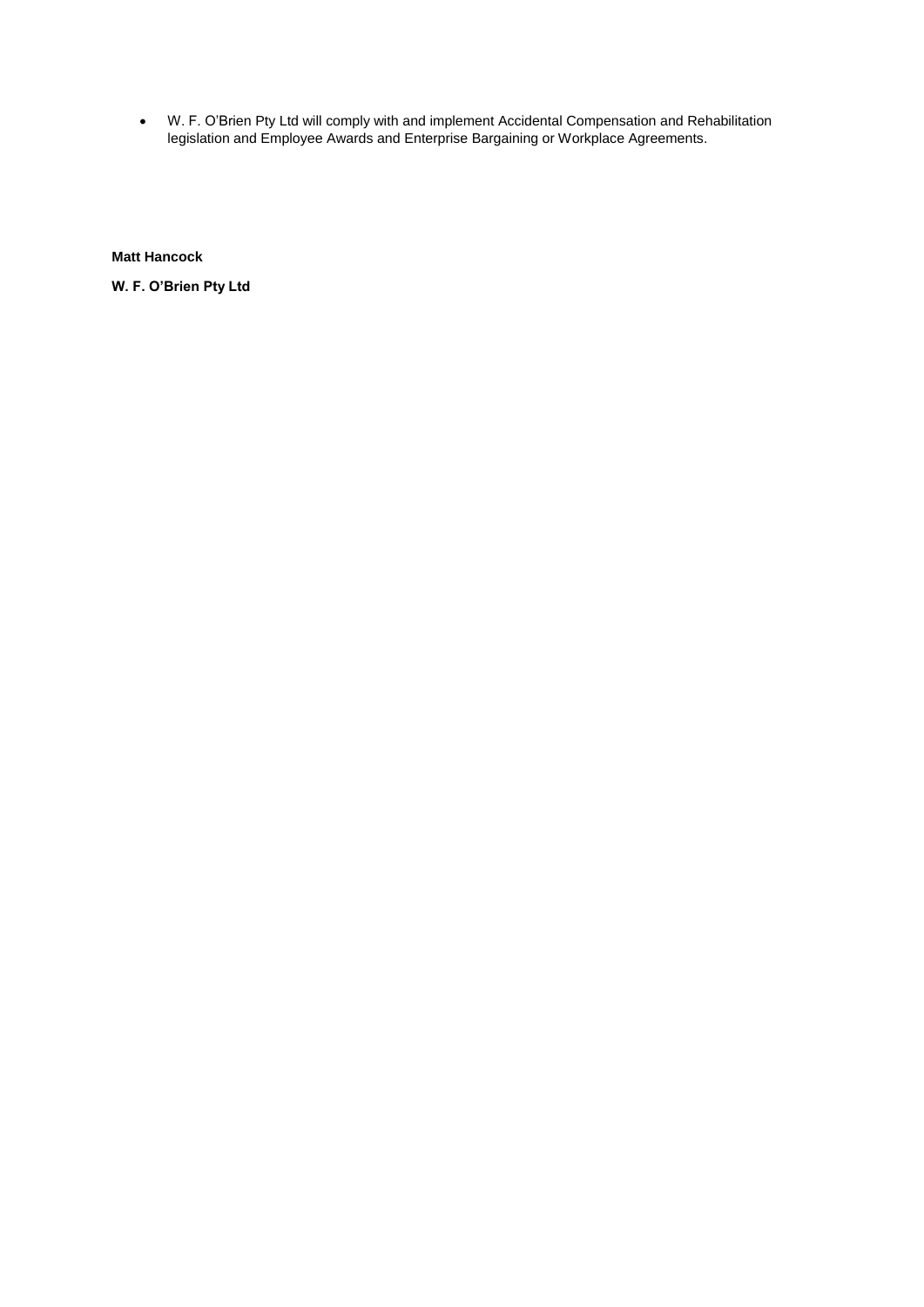- W. F. O'Brien Pty Ltd will comply with and implement Accidental Compensation and Rehabilitation legislation and Employee Awards and Enterprise Bargaining or Workplace Agreements.

**Matt Hancock**

**W. F. O'Brien Pty Ltd**